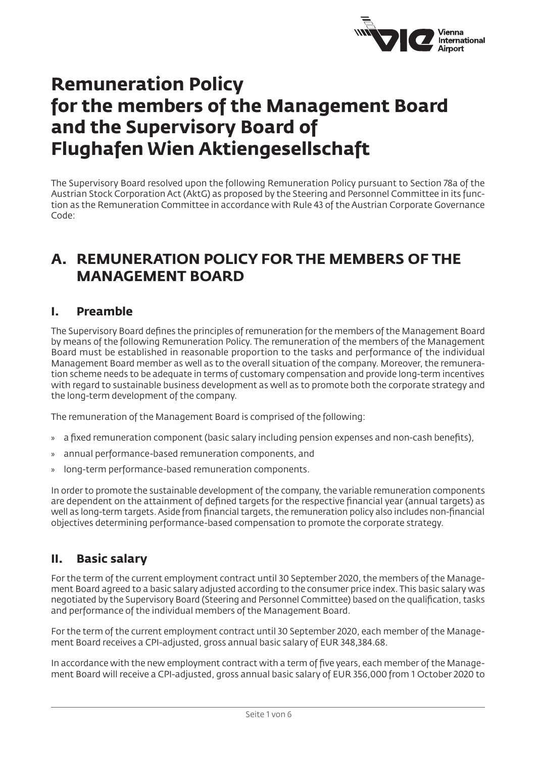# Remuneration Policy for the members of the Management Board and the Supervisory Board of Flughafen Wien Aktiengesellschaft

The Supervisory Board resolved upon the following Remuneration Policy pursuant to Section 78a of the Austrian Stock Corporation Act (AktG) as proposed by the Steering and Personnel Committee in its function as the Remuneration Committee in accordance with Rule 43 of the Austrian Corporate Governance Code:

## A. REMUNERATION POLICY FOR THE MEMBERS OF THE MANAGEMENT BOARD

### I. Preamble

The Supervisory Board defines the principles of remuneration for the members of the Management Board by means of the following Remuneration Policy. The remuneration of the members of the Management Board must be established in reasonable proportion to the tasks and performance of the individual Management Board member as well as to the overall situation of the company. Moreover, the remuneration scheme needs to be adequate in terms of customary compensation and provide long-term incentives with regard to sustainable business development as well as to promote both the corporate strategy and the long-term development of the company.

The remuneration of the Management Board is comprised of the following:

- a fixed remuneration component (basic salary including pension expenses and non-cash benefits),
- annual performance-based remuneration components, and
- long-term performance-based remuneration components.

In order to promote the sustainable development of the company, the variable remuneration components are dependent on the attainment of defined targets for the respective financial year (annual targets) as well as long-term targets. Aside from financial targets, the remuneration policy also includes non-financial objectives determining performance-based compensation to promote the corporate strategy.

### II. Basic salary

For the term of the current employment contract until 30 September 2020, the members of the Management Board agreed to a basic salary adjusted according to the consumer price index. This basic salary was negotiated by the Supervisory Board (Steering and Personnel Committee) based on the qualification, tasks and performance of the individual members of the Management Board.

For the term of the current employment contract until 30 September 2020, each member of the Management Board receives a CPI-adjusted, gross annual basic salary of EUR 348,384.68.

In accordance with the new employment contract with a term of five years, each member of the Management Board will receive a CPI-adjusted, gross annual basic salary of EUR 356,000 from 1 October 2020 to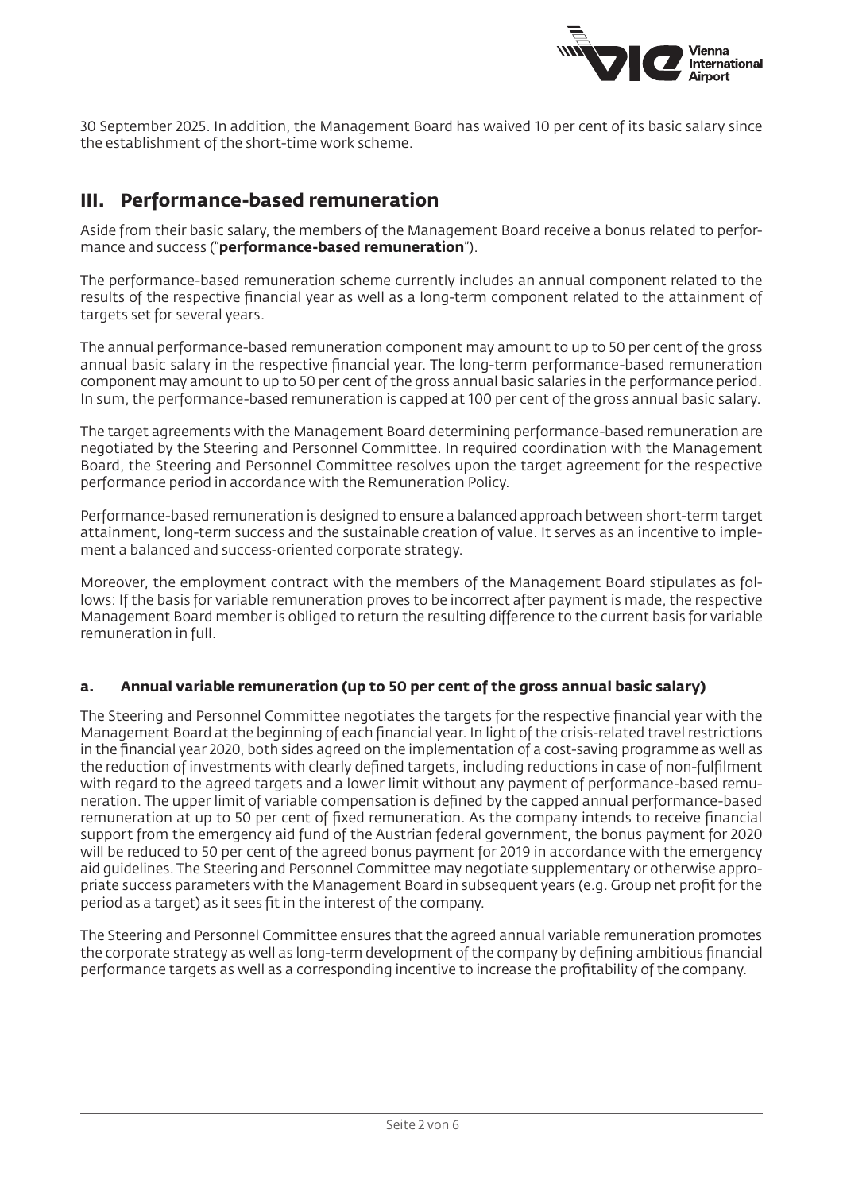30 September 2025. In addition, the Management Board has waived 10 per cent of its basic salary since the establishment of the short-time work scheme.

## III. Performance-based remuneration

Aside from their basic salary, the members of the Management Board receive a bonus related to performance and success ("**performance-based remuneration**").

The performance-based remuneration scheme currently includes an annual component related to the results of the respective financial year as well as a long-term component related to the attainment of targets set for several years.

The annual performance-based remuneration component may amount to up to 50 per cent of the gross annual basic salary in the respective financial year. The long-term performance-based remuneration component may amount to up to 50 per cent of the gross annual basic salaries in the performance period. In sum, the performance-based remuneration is capped at 100 per cent of the gross annual basic salary.

The target agreements with the Management Board determining performance-based remuneration are negotiated by the Steering and Personnel Committee. In required coordination with the Management Board, the Steering and Personnel Committee resolves upon the target agreement for the respective performance period in accordance with the Remuneration Policy.

Performance-based remuneration is designed to ensure a balanced approach between short-term target attainment, long-term success and the sustainable creation of value. It serves as an incentive to implement a balanced and success-oriented corporate strategy.

Moreover, the employment contract with the members of the Management Board stipulates as follows: If the basis for variable remuneration proves to be incorrect after payment is made, the respective Management Board member is obliged to return the resulting difference to the current basis for variable remuneration in full.

### a. Annual variable remuneration (up to 50 per cent of the gross annual basic salary)

The Steering and Personnel Committee negotiates the targets for the respective financial year with the Management Board at the beginning of each financial year. In light of the crisis-related travel restrictions in the financial year 2020, both sides agreed on the implementation of a cost-saving programme as well as the reduction of investments with clearly defined targets, including reductions in case of non-fulfilment with regard to the agreed targets and a lower limit without any payment of performance-based remuneration. The upper limit of variable compensation is defined by the capped annual performance-based remuneration at up to 50 per cent of fixed remuneration. As the company intends to receive financial support from the emergency aid fund of the Austrian federal government, the bonus payment for 2020 will be reduced to 50 per cent of the agreed bonus payment for 2019 in accordance with the emergency aid guidelines. The Steering and Personnel Committee may negotiate supplementary or otherwise appropriate success parameters with the Management Board in subsequent years (e.g. Group net profit for the period as a target) as it sees fit in the interest of the company.

The Steering and Personnel Committee ensures that the agreed annual variable remuneration promotes the corporate strategy as well as long-term development of the company by defining ambitious financial performance targets as well as a corresponding incentive to increase the profitability of the company.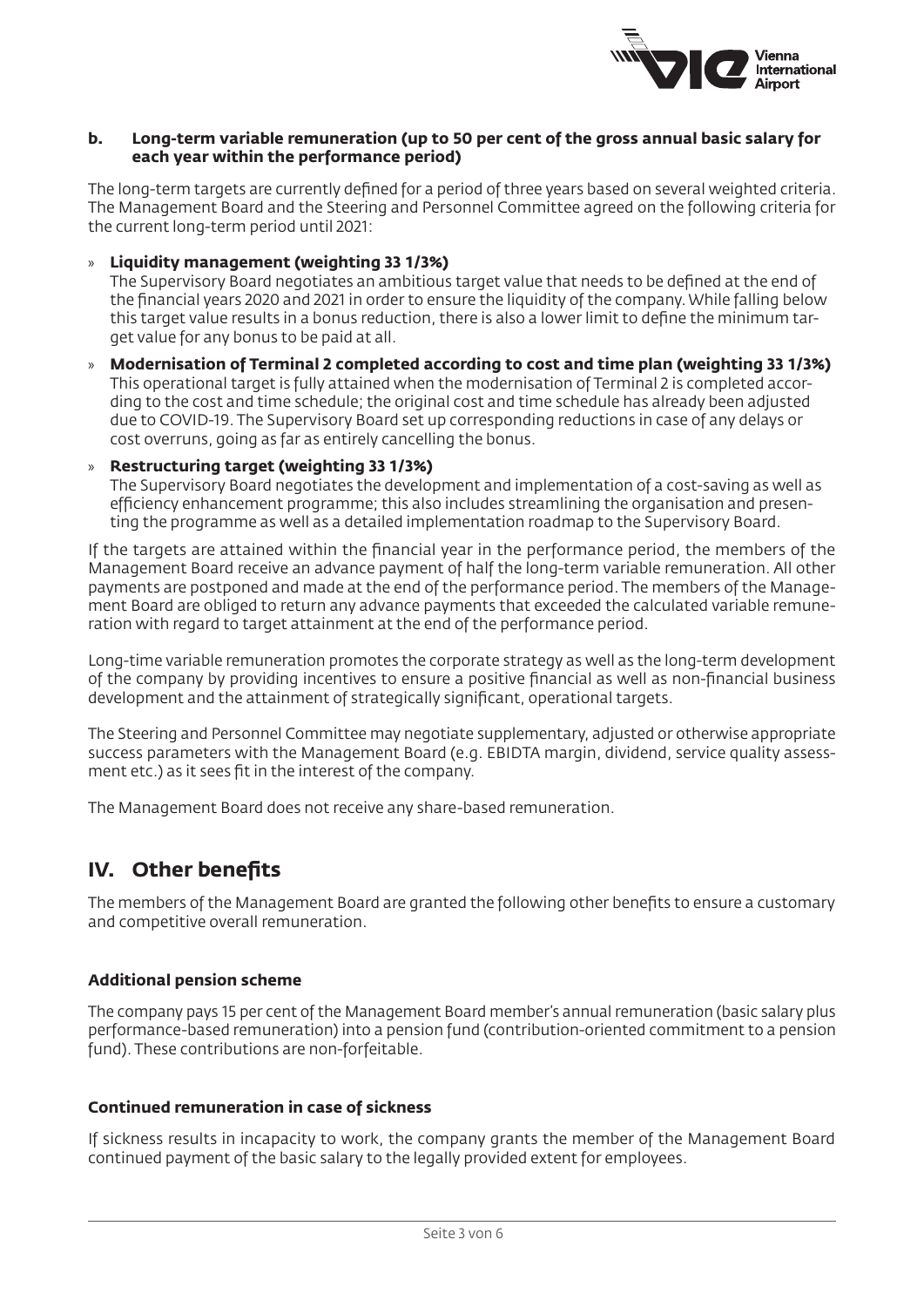**b. Long-term variable remuneration (up to 50 per cent of the gross annual basic salary for each year within the performance period)**

The long-term targets are currently defined for a period of three years based on several weighted criteria. The Management Board and the Steering and Personnel Committee agreed on the following criteria for the current long-term period until 2021:

- **Liquidity management (weighting 33 1/3%)**
  The Supervisory Board negotiates an ambitious target value that needs to be defined at the end of the financial years 2020 and 2021 in order to ensure the liquidity of the company. While falling below this target value results in a bonus reduction, there is also a lower limit to define the minimum target value for any bonus to be paid at all.
- **Modernisation of Terminal 2 completed according to cost and time plan (weighting 33 1/3%)**
  This operational target is fully attained when the modernisation of Terminal 2 is completed according to the cost and time schedule; the original cost and time schedule has already been adjusted due to COVID-19. The Supervisory Board set up corresponding reductions in case of any delays or cost overruns, going as far as entirely cancelling the bonus.
- **Restructuring target (weighting 33 1/3%)**
  The Supervisory Board negotiates the development and implementation of a cost-saving as well as efficiency enhancement programme; this also includes streamlining the organisation and presenting the programme as well as a detailed implementation roadmap to the Supervisory Board.

If the targets are attained within the financial year in the performance period, the members of the Management Board receive an advance payment of half the long-term variable remuneration. All other payments are postponed and made at the end of the performance period. The members of the Management Board are obliged to return any advance payments that exceeded the calculated variable remuneration with regard to target attainment at the end of the performance period.

Long-time variable remuneration promotes the corporate strategy as well as the long-term development of the company by providing incentives to ensure a positive financial as well as non-financial business development and the attainment of strategically significant, operational targets.

The Steering and Personnel Committee may negotiate supplementary, adjusted or otherwise appropriate success parameters with the Management Board (e.g. EBIDTA margin, dividend, service quality assessment etc.) as it sees fit in the interest of the company.

The Management Board does not receive any share-based remuneration.

## IV. Other benefits

The members of the Management Board are granted the following other benefits to ensure a customary and competitive overall remuneration.

**Additional pension scheme**

The company pays 15 per cent of the Management Board member's annual remuneration (basic salary plus performance-based remuneration) into a pension fund (contribution-oriented commitment to a pension fund). These contributions are non-forfeitable.

**Continued remuneration in case of sickness**

If sickness results in incapacity to work, the company grants the member of the Management Board continued payment of the basic salary to the legally provided extent for employees.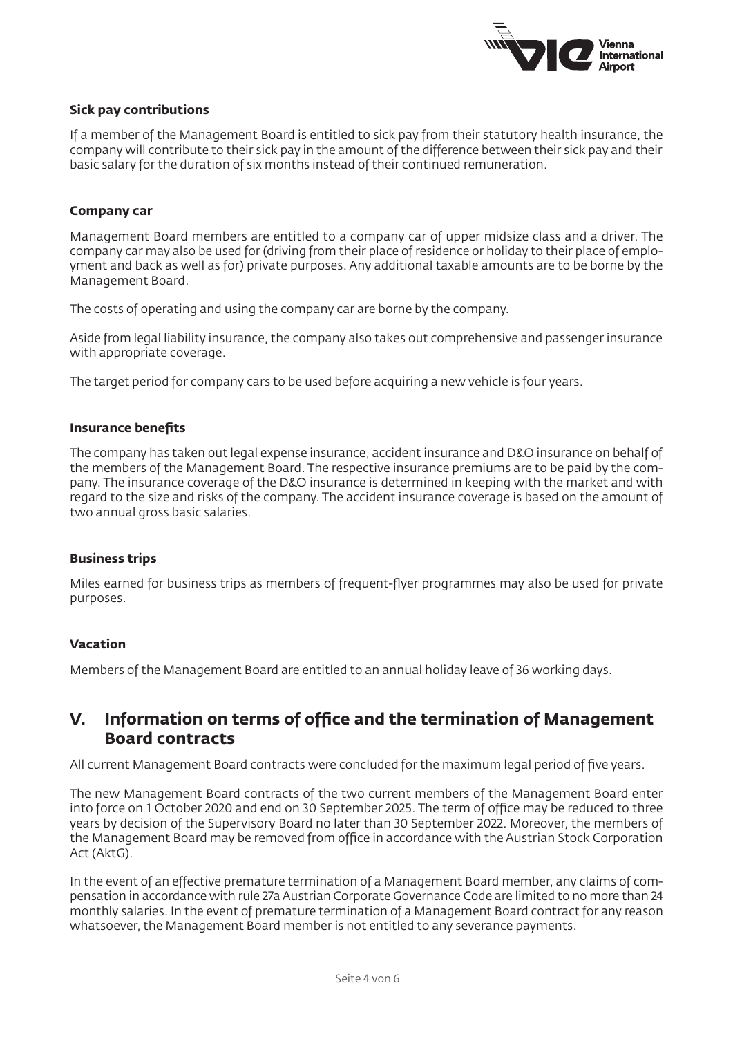### Sick pay contributions

If a member of the Management Board is entitled to sick pay from their statutory health insurance, the company will contribute to their sick pay in the amount of the difference between their sick pay and their basic salary for the duration of six months instead of their continued remuneration.

### Company car

Management Board members are entitled to a company car of upper midsize class and a driver. The company car may also be used for (driving from their place of residence or holiday to their place of employment and back as well as for) private purposes. Any additional taxable amounts are to be borne by the Management Board.

The costs of operating and using the company car are borne by the company.

Aside from legal liability insurance, the company also takes out comprehensive and passenger insurance with appropriate coverage.

The target period for company cars to be used before acquiring a new vehicle is four years.

### Insurance benefits

The company has taken out legal expense insurance, accident insurance and D&O insurance on behalf of the members of the Management Board. The respective insurance premiums are to be paid by the company. The insurance coverage of the D&O insurance is determined in keeping with the market and with regard to the size and risks of the company. The accident insurance coverage is based on the amount of two annual gross basic salaries.

### Business trips

Miles earned for business trips as members of frequent-flyer programmes may also be used for private purposes.

### Vacation

Members of the Management Board are entitled to an annual holiday leave of 36 working days.

## V. Information on terms of office and the termination of Management Board contracts

All current Management Board contracts were concluded for the maximum legal period of five years.

The new Management Board contracts of the two current members of the Management Board enter into force on 1 October 2020 and end on 30 September 2025. The term of office may be reduced to three years by decision of the Supervisory Board no later than 30 September 2022. Moreover, the members of the Management Board may be removed from office in accordance with the Austrian Stock Corporation Act (AktG).

In the event of an effective premature termination of a Management Board member, any claims of compensation in accordance with rule 27a Austrian Corporate Governance Code are limited to no more than 24 monthly salaries. In the event of premature termination of a Management Board contract for any reason whatsoever, the Management Board member is not entitled to any severance payments.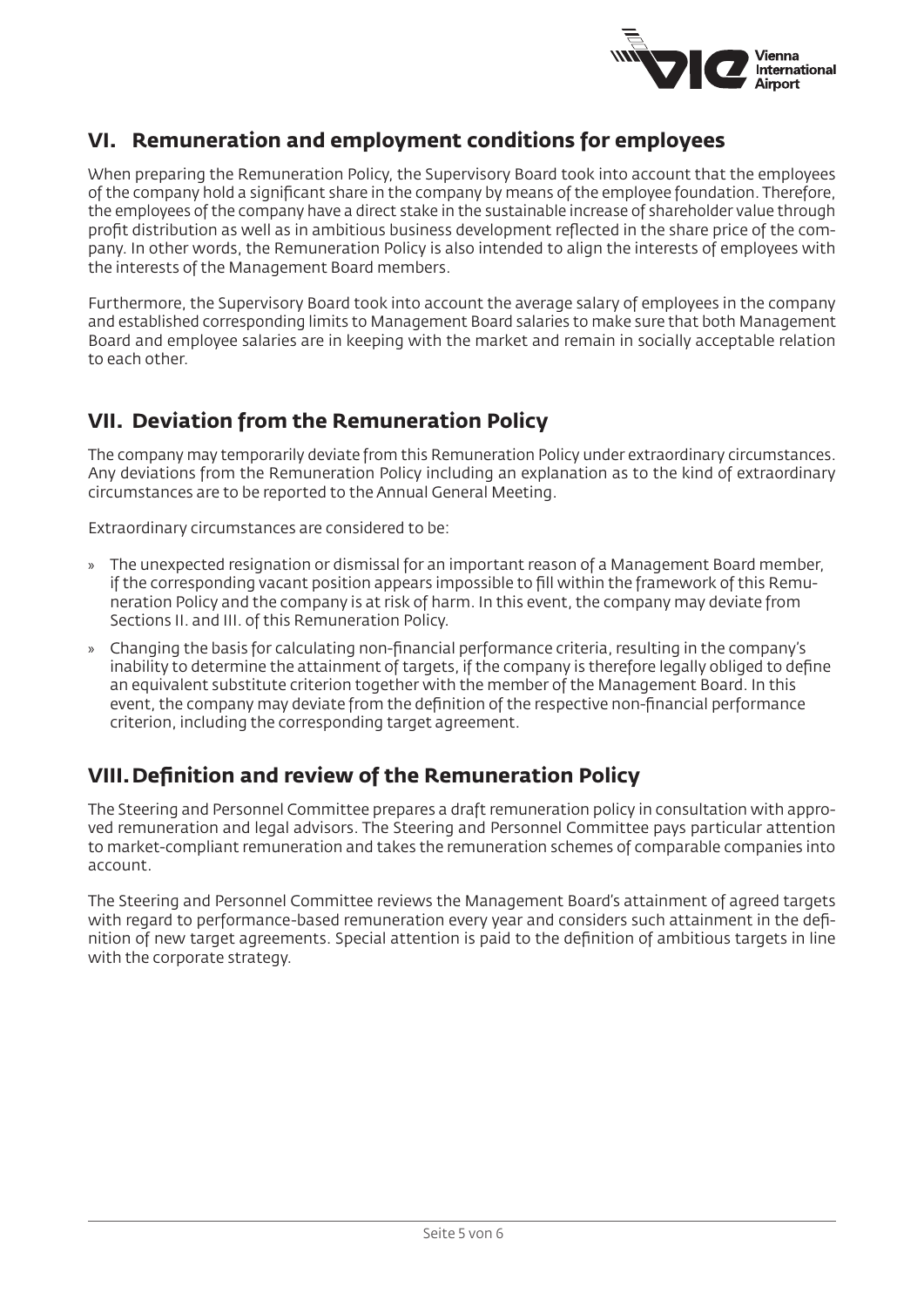## VI. Remuneration and employment conditions for employees

When preparing the Remuneration Policy, the Supervisory Board took into account that the employees of the company hold a significant share in the company by means of the employee foundation. Therefore, the employees of the company have a direct stake in the sustainable increase of shareholder value through profit distribution as well as in ambitious business development reflected in the share price of the company. In other words, the Remuneration Policy is also intended to align the interests of employees with the interests of the Management Board members.

Furthermore, the Supervisory Board took into account the average salary of employees in the company and established corresponding limits to Management Board salaries to make sure that both Management Board and employee salaries are in keeping with the market and remain in socially acceptable relation to each other.

## VII. Deviation from the Remuneration Policy

The company may temporarily deviate from this Remuneration Policy under extraordinary circumstances. Any deviations from the Remuneration Policy including an explanation as to the kind of extraordinary circumstances are to be reported to the Annual General Meeting.

Extraordinary circumstances are considered to be:

- The unexpected resignation or dismissal for an important reason of a Management Board member, if the corresponding vacant position appears impossible to fill within the framework of this Remuneration Policy and the company is at risk of harm. In this event, the company may deviate from Sections II. and III. of this Remuneration Policy.
- Changing the basis for calculating non-financial performance criteria, resulting in the company's inability to determine the attainment of targets, if the company is therefore legally obliged to define an equivalent substitute criterion together with the member of the Management Board. In this event, the company may deviate from the definition of the respective non-financial performance criterion, including the corresponding target agreement.

## VIII. Definition and review of the Remuneration Policy

The Steering and Personnel Committee prepares a draft remuneration policy in consultation with approved remuneration and legal advisors. The Steering and Personnel Committee pays particular attention to market-compliant remuneration and takes the remuneration schemes of comparable companies into account.

The Steering and Personnel Committee reviews the Management Board's attainment of agreed targets with regard to performance-based remuneration every year and considers such attainment in the definition of new target agreements. Special attention is paid to the definition of ambitious targets in line with the corporate strategy.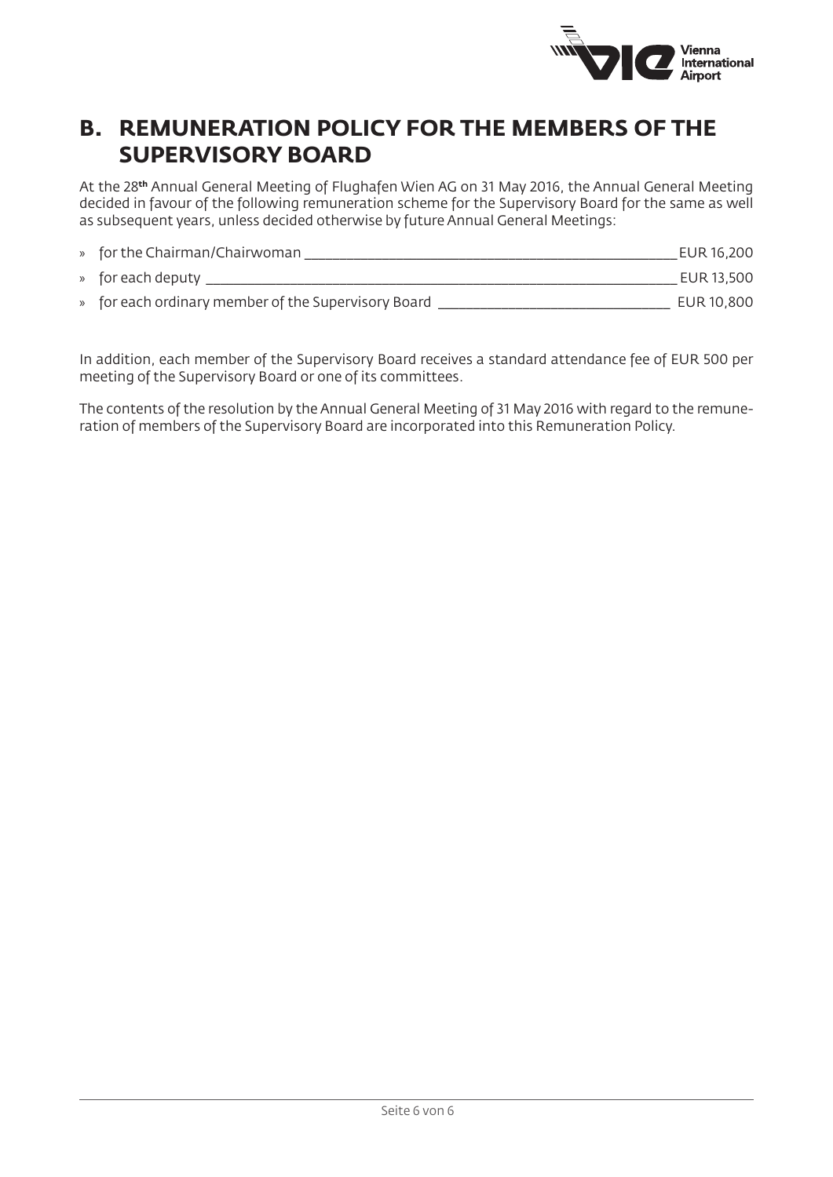## B. REMUNERATION POLICY FOR THE MEMBERS OF THE SUPERVISORY BOARD

At the 28th Annual General Meeting of Flughafen Wien AG on 31 May 2016, the Annual General Meeting decided in favour of the following remuneration scheme for the Supervisory Board for the same as well as subsequent years, unless decided otherwise by future Annual General Meetings:

- for the Chairman/Chairwoman ____ EUR 16,200
- for each deputy ____ EUR 13,500
- for each ordinary member of the Supervisory Board ____ EUR 10,800

In addition, each member of the Supervisory Board receives a standard attendance fee of EUR 500 per meeting of the Supervisory Board or one of its committees.

The contents of the resolution by the Annual General Meeting of 31 May 2016 with regard to the remuneration of members of the Supervisory Board are incorporated into this Remuneration Policy.